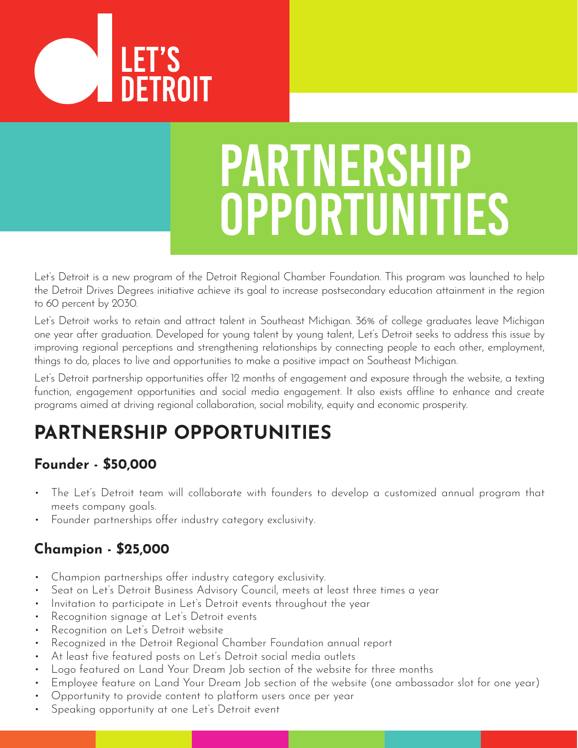LET'S DETROIT

# PARTNERSHIP OPPORTUNITIES

Let's Detroit is a new program of the Detroit Regional Chamber Foundation. This program was launched to help the Detroit Drives Degrees initiative achieve its goal to increase postsecondary education attainment in the region to 60 percent by 2030.

Let's Detroit works to retain and attract talent in Southeast Michigan. 36% of college graduates leave Michigan one year after graduation. Developed for young talent by young talent, Let's Detroit seeks to address this issue by improving regional perceptions and strengthening relationships by connecting people to each other, employment, things to do, places to live and opportunities to make a positive impact on Southeast Michigan.

Let's Detroit partnership opportunities offer 12 months of engagement and exposure through the website, a texting function, engagement opportunities and social media engagement. It also exists offline to enhance and create programs aimed at driving regional collaboration, social mobility, equity and economic prosperity.

## PARTNERSHIP OPPORTUNITIES

### Founder - $50,000

- The Let's Detroit team will collaborate with founders to develop a customized annual program that meets company goals.
- Founder partnerships offer industry category exclusivity.

### Champion - $25,000

- Champion partnerships offer industry category exclusivity.
- Seat on Let's Detroit Business Advisory Council, meets at least three times a year
- Invitation to participate in Let's Detroit events throughout the year
- Recognition signage at Let's Detroit events
- Recognition on Let's Detroit website
- Recognized in the Detroit Regional Chamber Foundation annual report
- At least five featured posts on Let's Detroit social media outlets
- Logo featured on Land Your Dream Job section of the website for three months
- Employee feature on Land Your Dream Job section of the website (one ambassador slot for one year)
- Opportunity to provide content to platform users once per year
- Speaking opportunity at one Let's Detroit event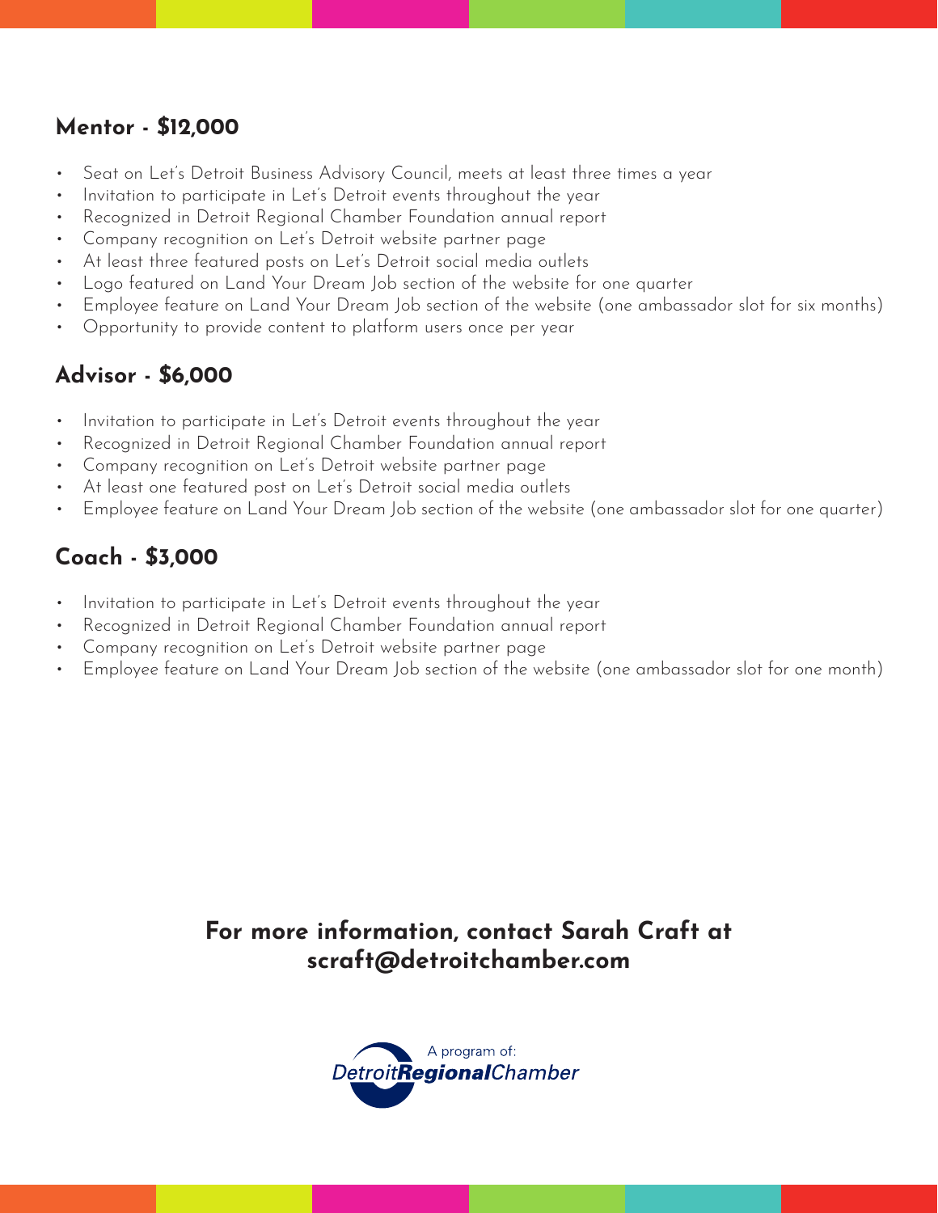## Mentor - $12,000

- Seat on Let's Detroit Business Advisory Council, meets at least three times a year
- Invitation to participate in Let's Detroit events throughout the year
- Recognized in Detroit Regional Chamber Foundation annual report
- Company recognition on Let's Detroit website partner page
- At least three featured posts on Let's Detroit social media outlets
- Logo featured on Land Your Dream Job section of the website for one quarter
- Employee feature on Land Your Dream Job section of the website (one ambassador slot for six months)
- Opportunity to provide content to platform users once per year

## Advisor - $6,000

- Invitation to participate in Let's Detroit events throughout the year
- Recognized in Detroit Regional Chamber Foundation annual report
- Company recognition on Let's Detroit website partner page
- At least one featured post on Let's Detroit social media outlets
- Employee feature on Land Your Dream Job section of the website (one ambassador slot for one quarter)

## Coach - $3,000

- Invitation to participate in Let's Detroit events throughout the year
- Recognized in Detroit Regional Chamber Foundation annual report
- Company recognition on Let's Detroit website partner page
- Employee feature on Land Your Dream Job section of the website (one ambassador slot for one month)

**For more information, contact Sarah Craft at scraft@detroitchamber.com**

A program of: Detroit**Regional**Chamber